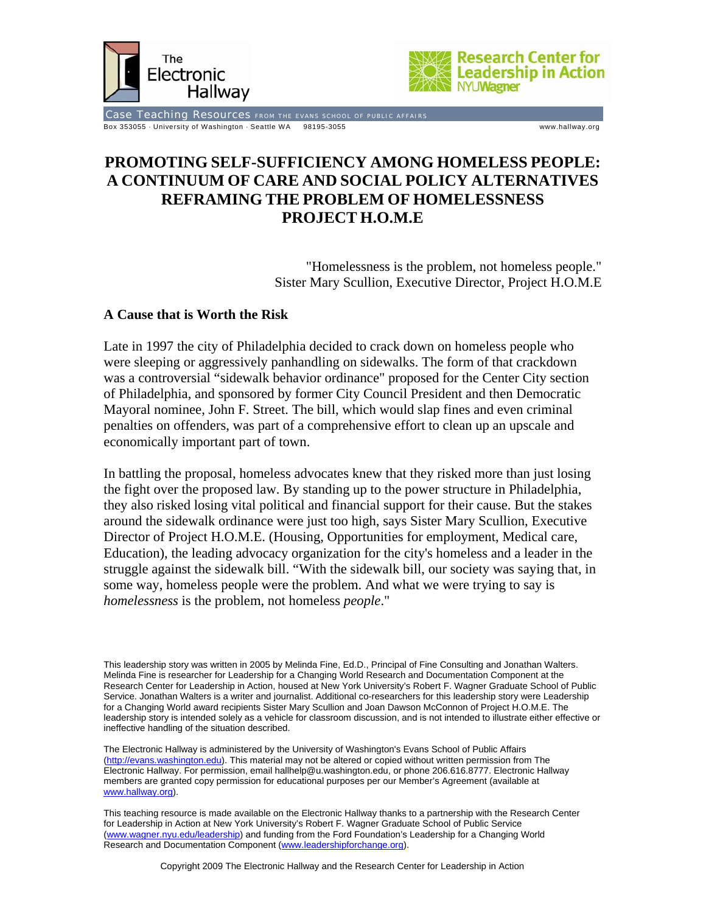The Electronic Hallway

Research Center for Leadership in Action NYU Wagner

Case Teaching Resources FROM THE EVANS SCHOOL OF PUBLIC AFFAIRS

Box 353055 · University of Washington · Seattle WA 98195-3055 www.hallway.org

# PROMOTING SELF-SUFFICIENCY AMONG HOMELESS PEOPLE: A CONTINUUM OF CARE AND SOCIAL POLICY ALTERNATIVES REFRAMING THE PROBLEM OF HOMELESSNESS PROJECT H.O.M.E

"Homelessness is the problem, not homeless people."
Sister Mary Scullion, Executive Director, Project H.O.M.E

## A Cause that is Worth the Risk

Late in 1997 the city of Philadelphia decided to crack down on homeless people who were sleeping or aggressively panhandling on sidewalks. The form of that crackdown was a controversial "sidewalk behavior ordinance" proposed for the Center City section of Philadelphia, and sponsored by former City Council President and then Democratic Mayoral nominee, John F. Street. The bill, which would slap fines and even criminal penalties on offenders, was part of a comprehensive effort to clean up an upscale and economically important part of town.

In battling the proposal, homeless advocates knew that they risked more than just losing the fight over the proposed law. By standing up to the power structure in Philadelphia, they also risked losing vital political and financial support for their cause. But the stakes around the sidewalk ordinance were just too high, says Sister Mary Scullion, Executive Director of Project H.O.M.E. (Housing, Opportunities for employment, Medical care, Education), the leading advocacy organization for the city's homeless and a leader in the struggle against the sidewalk bill. "With the sidewalk bill, our society was saying that, in some way, homeless people were the problem. And what we were trying to say is *homelessness* is the problem, not homeless *people*."

This leadership story was written in 2005 by Melinda Fine, Ed.D., Principal of Fine Consulting and Jonathan Walters. Melinda Fine is researcher for Leadership for a Changing World Research and Documentation Component at the Research Center for Leadership in Action, housed at New York University's Robert F. Wagner Graduate School of Public Service. Jonathan Walters is a writer and journalist. Additional co-researchers for this leadership story were Leadership for a Changing World award recipients Sister Mary Scullion and Joan Dawson McConnon of Project H.O.M.E. The leadership story is intended solely as a vehicle for classroom discussion, and is not intended to illustrate either effective or ineffective handling of the situation described.

The Electronic Hallway is administered by the University of Washington's Evans School of Public Affairs (http://evans.washington.edu). This material may not be altered or copied without written permission from The Electronic Hallway. For permission, email hallhelp@u.washington.edu, or phone 206.616.8777. Electronic Hallway members are granted copy permission for educational purposes per our Member's Agreement (available at www.hallway.org).

This teaching resource is made available on the Electronic Hallway thanks to a partnership with the Research Center for Leadership in Action at New York University's Robert F. Wagner Graduate School of Public Service (www.wagner.nyu.edu/leadership) and funding from the Ford Foundation's Leadership for a Changing World Research and Documentation Component (www.leadershipforchange.org).

Copyright 2009 The Electronic Hallway and the Research Center for Leadership in Action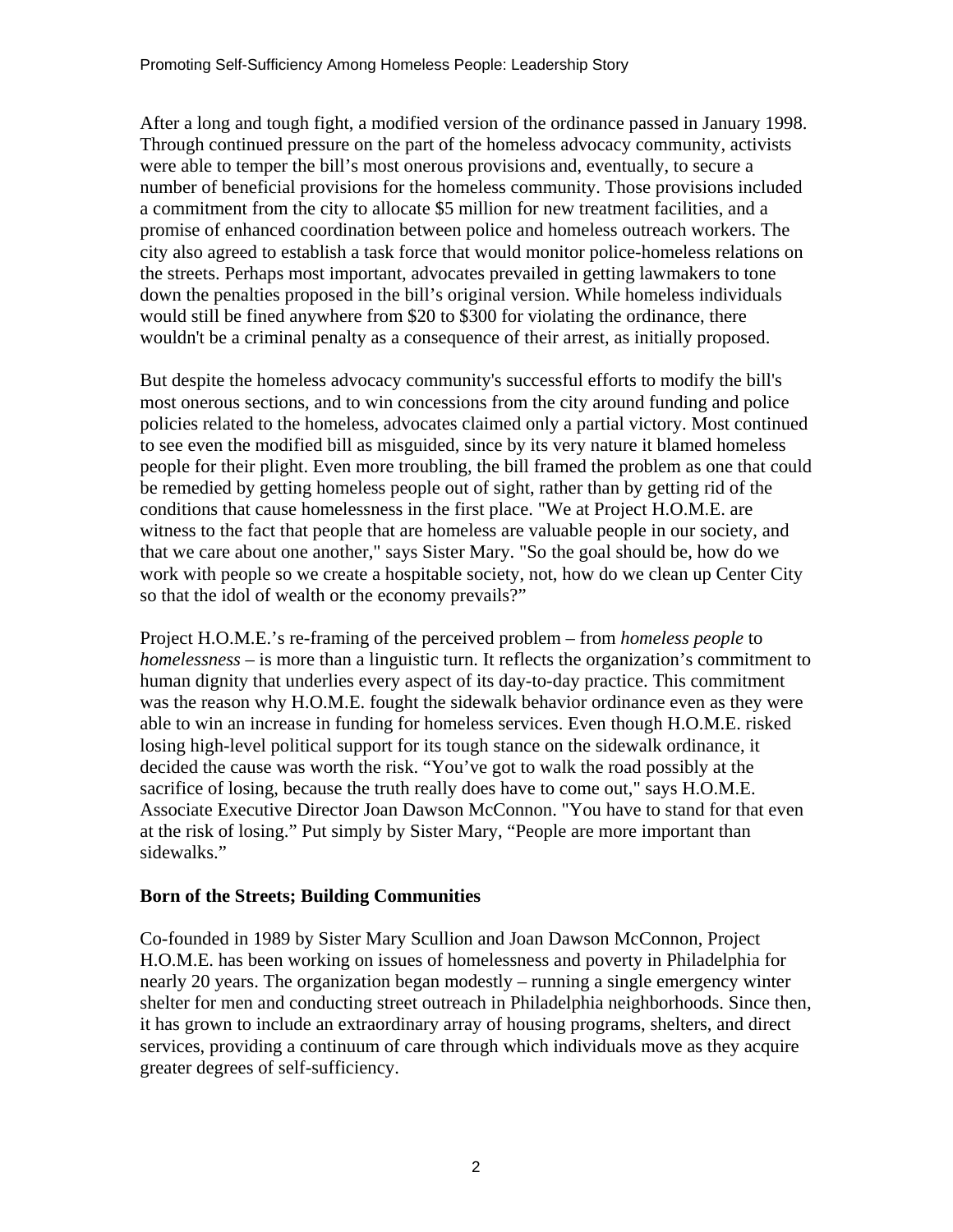After a long and tough fight, a modified version of the ordinance passed in January 1998. Through continued pressure on the part of the homeless advocacy community, activists were able to temper the bill's most onerous provisions and, eventually, to secure a number of beneficial provisions for the homeless community. Those provisions included a commitment from the city to allocate $5 million for new treatment facilities, and a promise of enhanced coordination between police and homeless outreach workers. The city also agreed to establish a task force that would monitor police-homeless relations on the streets. Perhaps most important, advocates prevailed in getting lawmakers to tone down the penalties proposed in the bill's original version. While homeless individuals would still be fined anywhere from $20 to $300 for violating the ordinance, there wouldn't be a criminal penalty as a consequence of their arrest, as initially proposed.

But despite the homeless advocacy community's successful efforts to modify the bill's most onerous sections, and to win concessions from the city around funding and police policies related to the homeless, advocates claimed only a partial victory. Most continued to see even the modified bill as misguided, since by its very nature it blamed homeless people for their plight. Even more troubling, the bill framed the problem as one that could be remedied by getting homeless people out of sight, rather than by getting rid of the conditions that cause homelessness in the first place. "We at Project H.O.M.E. are witness to the fact that people that are homeless are valuable people in our society, and that we care about one another," says Sister Mary. "So the goal should be, how do we work with people so we create a hospitable society, not, how do we clean up Center City so that the idol of wealth or the economy prevails?"

Project H.O.M.E.'s re-framing of the perceived problem – from *homeless people* to *homelessness* – is more than a linguistic turn. It reflects the organization's commitment to human dignity that underlies every aspect of its day-to-day practice. This commitment was the reason why H.O.M.E. fought the sidewalk behavior ordinance even as they were able to win an increase in funding for homeless services. Even though H.O.M.E. risked losing high-level political support for its tough stance on the sidewalk ordinance, it decided the cause was worth the risk. "You've got to walk the road possibly at the sacrifice of losing, because the truth really does have to come out," says H.O.M.E. Associate Executive Director Joan Dawson McConnon. "You have to stand for that even at the risk of losing." Put simply by Sister Mary, "People are more important than sidewalks."

**Born of the Streets; Building Communities**

Co-founded in 1989 by Sister Mary Scullion and Joan Dawson McConnon, Project H.O.M.E. has been working on issues of homelessness and poverty in Philadelphia for nearly 20 years. The organization began modestly – running a single emergency winter shelter for men and conducting street outreach in Philadelphia neighborhoods. Since then, it has grown to include an extraordinary array of housing programs, shelters, and direct services, providing a continuum of care through which individuals move as they acquire greater degrees of self-sufficiency.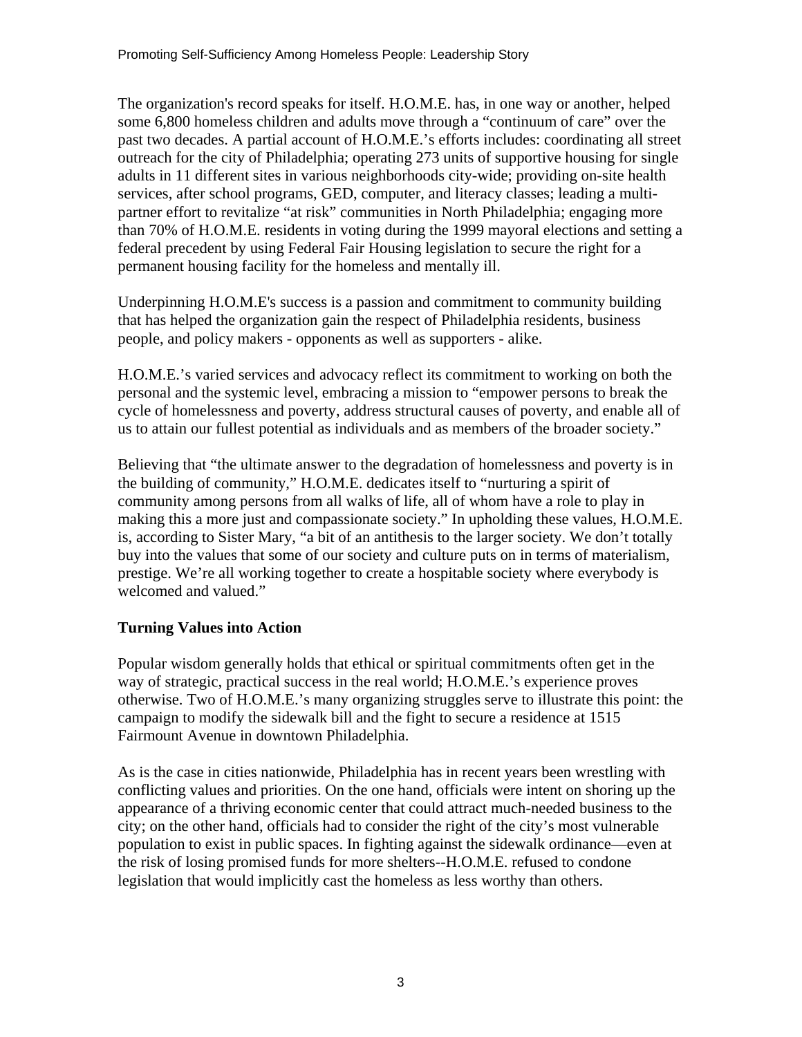The organization's record speaks for itself. H.O.M.E. has, in one way or another, helped some 6,800 homeless children and adults move through a "continuum of care" over the past two decades. A partial account of H.O.M.E.'s efforts includes: coordinating all street outreach for the city of Philadelphia; operating 273 units of supportive housing for single adults in 11 different sites in various neighborhoods city-wide; providing on-site health services, after school programs, GED, computer, and literacy classes; leading a multi-partner effort to revitalize "at risk" communities in North Philadelphia; engaging more than 70% of H.O.M.E. residents in voting during the 1999 mayoral elections and setting a federal precedent by using Federal Fair Housing legislation to secure the right for a permanent housing facility for the homeless and mentally ill.

Underpinning H.O.M.E's success is a passion and commitment to community building that has helped the organization gain the respect of Philadelphia residents, business people, and policy makers - opponents as well as supporters - alike.

H.O.M.E.'s varied services and advocacy reflect its commitment to working on both the personal and the systemic level, embracing a mission to "empower persons to break the cycle of homelessness and poverty, address structural causes of poverty, and enable all of us to attain our fullest potential as individuals and as members of the broader society."

Believing that "the ultimate answer to the degradation of homelessness and poverty is in the building of community," H.O.M.E. dedicates itself to "nurturing a spirit of community among persons from all walks of life, all of whom have a role to play in making this a more just and compassionate society." In upholding these values, H.O.M.E. is, according to Sister Mary, "a bit of an antithesis to the larger society. We don't totally buy into the values that some of our society and culture puts on in terms of materialism, prestige. We're all working together to create a hospitable society where everybody is welcomed and valued."

## Turning Values into Action

Popular wisdom generally holds that ethical or spiritual commitments often get in the way of strategic, practical success in the real world; H.O.M.E.'s experience proves otherwise. Two of H.O.M.E.'s many organizing struggles serve to illustrate this point: the campaign to modify the sidewalk bill and the fight to secure a residence at 1515 Fairmount Avenue in downtown Philadelphia.

As is the case in cities nationwide, Philadelphia has in recent years been wrestling with conflicting values and priorities. On the one hand, officials were intent on shoring up the appearance of a thriving economic center that could attract much-needed business to the city; on the other hand, officials had to consider the right of the city's most vulnerable population to exist in public spaces. In fighting against the sidewalk ordinance—even at the risk of losing promised funds for more shelters--H.O.M.E. refused to condone legislation that would implicitly cast the homeless as less worthy than others.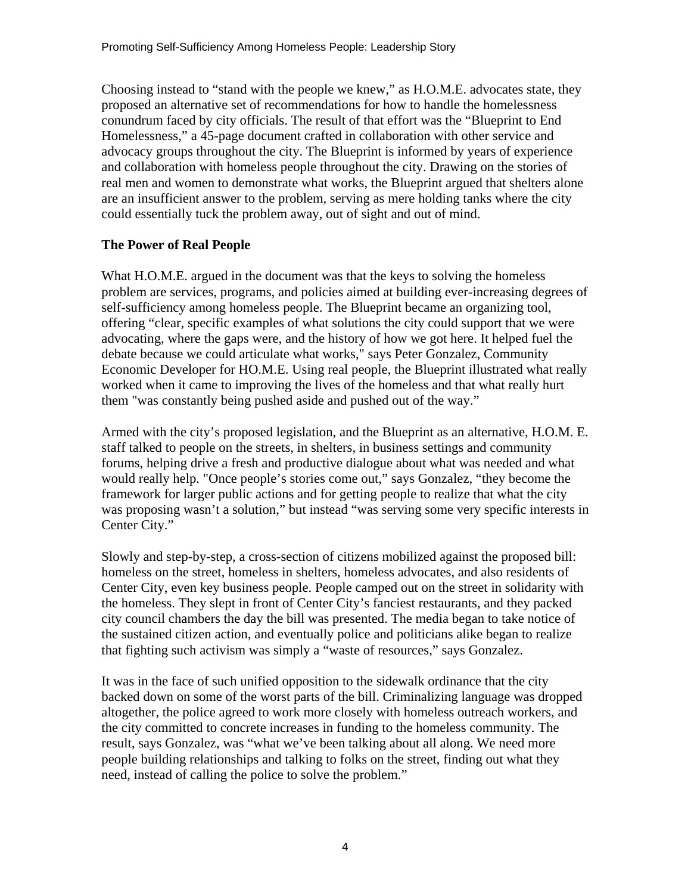Choosing instead to "stand with the people we knew," as H.O.M.E. advocates state, they proposed an alternative set of recommendations for how to handle the homelessness conundrum faced by city officials. The result of that effort was the "Blueprint to End Homelessness," a 45-page document crafted in collaboration with other service and advocacy groups throughout the city. The Blueprint is informed by years of experience and collaboration with homeless people throughout the city. Drawing on the stories of real men and women to demonstrate what works, the Blueprint argued that shelters alone are an insufficient answer to the problem, serving as mere holding tanks where the city could essentially tuck the problem away, out of sight and out of mind.

**The Power of Real People**

What H.O.M.E. argued in the document was that the keys to solving the homeless problem are services, programs, and policies aimed at building ever-increasing degrees of self-sufficiency among homeless people. The Blueprint became an organizing tool, offering "clear, specific examples of what solutions the city could support that we were advocating, where the gaps were, and the history of how we got here. It helped fuel the debate because we could articulate what works," says Peter Gonzalez, Community Economic Developer for HO.M.E. Using real people, the Blueprint illustrated what really worked when it came to improving the lives of the homeless and that what really hurt them "was constantly being pushed aside and pushed out of the way."

Armed with the city's proposed legislation, and the Blueprint as an alternative, H.O.M. E. staff talked to people on the streets, in shelters, in business settings and community forums, helping drive a fresh and productive dialogue about what was needed and what would really help. "Once people's stories come out," says Gonzalez, "they become the framework for larger public actions and for getting people to realize that what the city was proposing wasn't a solution," but instead "was serving some very specific interests in Center City."

Slowly and step-by-step, a cross-section of citizens mobilized against the proposed bill: homeless on the street, homeless in shelters, homeless advocates, and also residents of Center City, even key business people. People camped out on the street in solidarity with the homeless. They slept in front of Center City's fanciest restaurants, and they packed city council chambers the day the bill was presented. The media began to take notice of the sustained citizen action, and eventually police and politicians alike began to realize that fighting such activism was simply a "waste of resources," says Gonzalez.

It was in the face of such unified opposition to the sidewalk ordinance that the city backed down on some of the worst parts of the bill. Criminalizing language was dropped altogether, the police agreed to work more closely with homeless outreach workers, and the city committed to concrete increases in funding to the homeless community. The result, says Gonzalez, was "what we've been talking about all along. We need more people building relationships and talking to folks on the street, finding out what they need, instead of calling the police to solve the problem."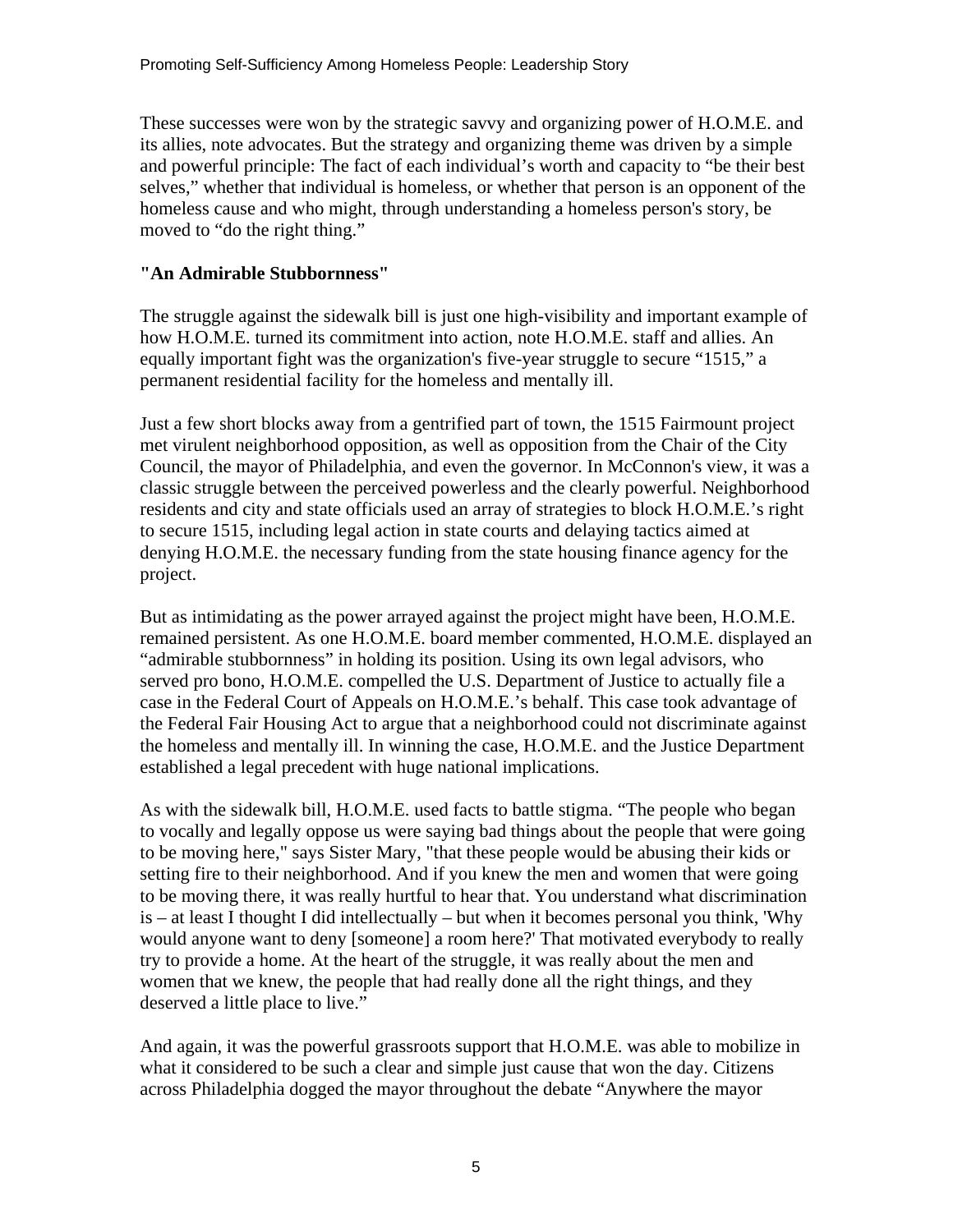These successes were won by the strategic savvy and organizing power of H.O.M.E. and its allies, note advocates. But the strategy and organizing theme was driven by a simple and powerful principle: The fact of each individual's worth and capacity to "be their best selves," whether that individual is homeless, or whether that person is an opponent of the homeless cause and who might, through understanding a homeless person's story, be moved to "do the right thing."

## "An Admirable Stubbornness"

The struggle against the sidewalk bill is just one high-visibility and important example of how H.O.M.E. turned its commitment into action, note H.O.M.E. staff and allies. An equally important fight was the organization's five-year struggle to secure "1515," a permanent residential facility for the homeless and mentally ill.

Just a few short blocks away from a gentrified part of town, the 1515 Fairmount project met virulent neighborhood opposition, as well as opposition from the Chair of the City Council, the mayor of Philadelphia, and even the governor. In McConnon's view, it was a classic struggle between the perceived powerless and the clearly powerful. Neighborhood residents and city and state officials used an array of strategies to block H.O.M.E.'s right to secure 1515, including legal action in state courts and delaying tactics aimed at denying H.O.M.E. the necessary funding from the state housing finance agency for the project.

But as intimidating as the power arrayed against the project might have been, H.O.M.E. remained persistent. As one H.O.M.E. board member commented, H.O.M.E. displayed an "admirable stubbornness" in holding its position. Using its own legal advisors, who served pro bono, H.O.M.E. compelled the U.S. Department of Justice to actually file a case in the Federal Court of Appeals on H.O.M.E.'s behalf. This case took advantage of the Federal Fair Housing Act to argue that a neighborhood could not discriminate against the homeless and mentally ill. In winning the case, H.O.M.E. and the Justice Department established a legal precedent with huge national implications.

As with the sidewalk bill, H.O.M.E. used facts to battle stigma. "The people who began to vocally and legally oppose us were saying bad things about the people that were going to be moving here," says Sister Mary, "that these people would be abusing their kids or setting fire to their neighborhood. And if you knew the men and women that were going to be moving there, it was really hurtful to hear that. You understand what discrimination is – at least I thought I did intellectually – but when it becomes personal you think, 'Why would anyone want to deny [someone] a room here?' That motivated everybody to really try to provide a home. At the heart of the struggle, it was really about the men and women that we knew, the people that had really done all the right things, and they deserved a little place to live."

And again, it was the powerful grassroots support that H.O.M.E. was able to mobilize in what it considered to be such a clear and simple just cause that won the day. Citizens across Philadelphia dogged the mayor throughout the debate "Anywhere the mayor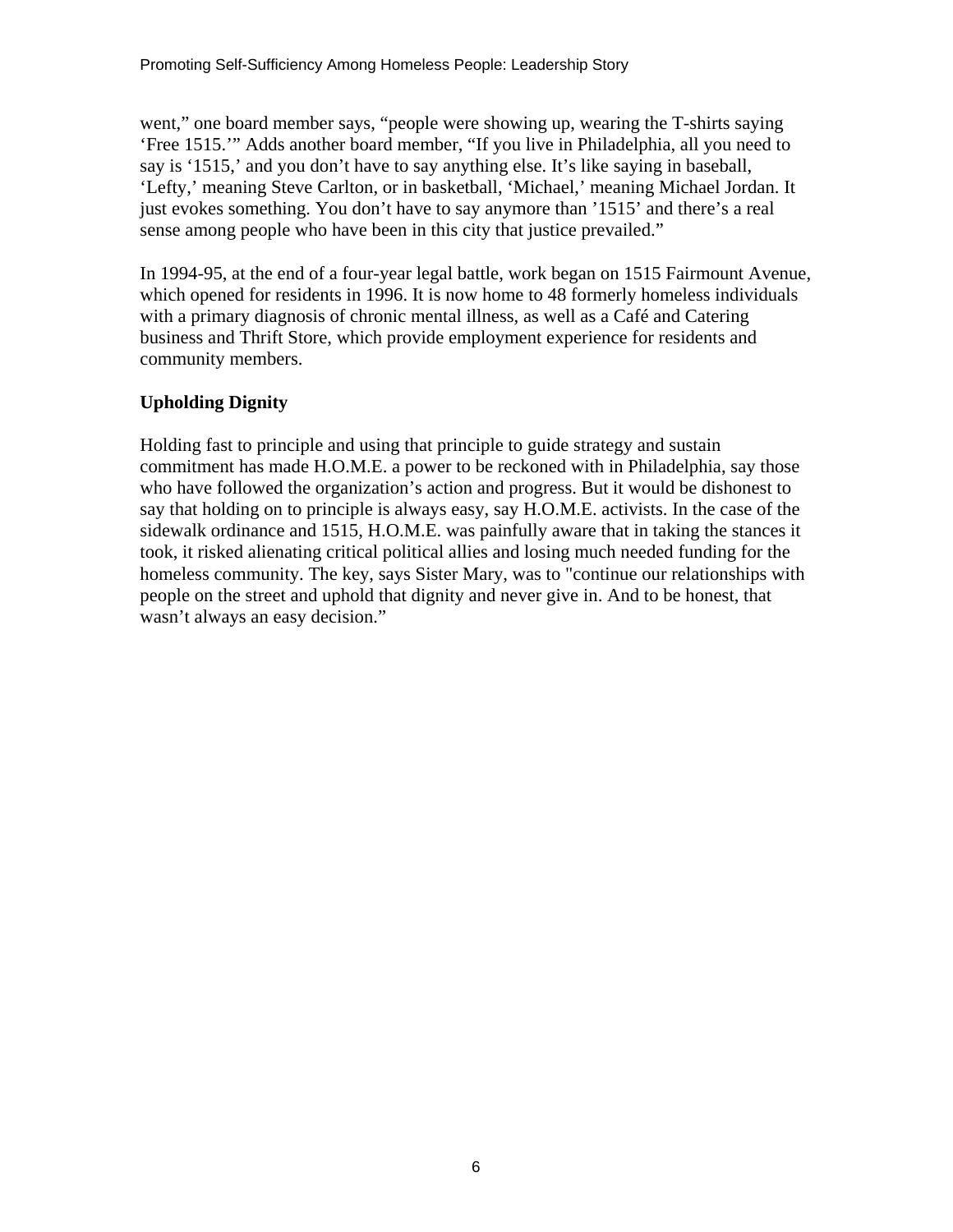went," one board member says, "people were showing up, wearing the T-shirts saying 'Free 1515.'" Adds another board member, "If you live in Philadelphia, all you need to say is '1515,' and you don't have to say anything else. It's like saying in baseball, 'Lefty,' meaning Steve Carlton, or in basketball, 'Michael,' meaning Michael Jordan. It just evokes something. You don't have to say anymore than '1515' and there's a real sense among people who have been in this city that justice prevailed."

In 1994-95, at the end of a four-year legal battle, work began on 1515 Fairmount Avenue, which opened for residents in 1996. It is now home to 48 formerly homeless individuals with a primary diagnosis of chronic mental illness, as well as a Café and Catering business and Thrift Store, which provide employment experience for residents and community members.

**Upholding Dignity**

Holding fast to principle and using that principle to guide strategy and sustain commitment has made H.O.M.E. a power to be reckoned with in Philadelphia, say those who have followed the organization's action and progress. But it would be dishonest to say that holding on to principle is always easy, say H.O.M.E. activists. In the case of the sidewalk ordinance and 1515, H.O.M.E. was painfully aware that in taking the stances it took, it risked alienating critical political allies and losing much needed funding for the homeless community. The key, says Sister Mary, was to "continue our relationships with people on the street and uphold that dignity and never give in. And to be honest, that wasn't always an easy decision."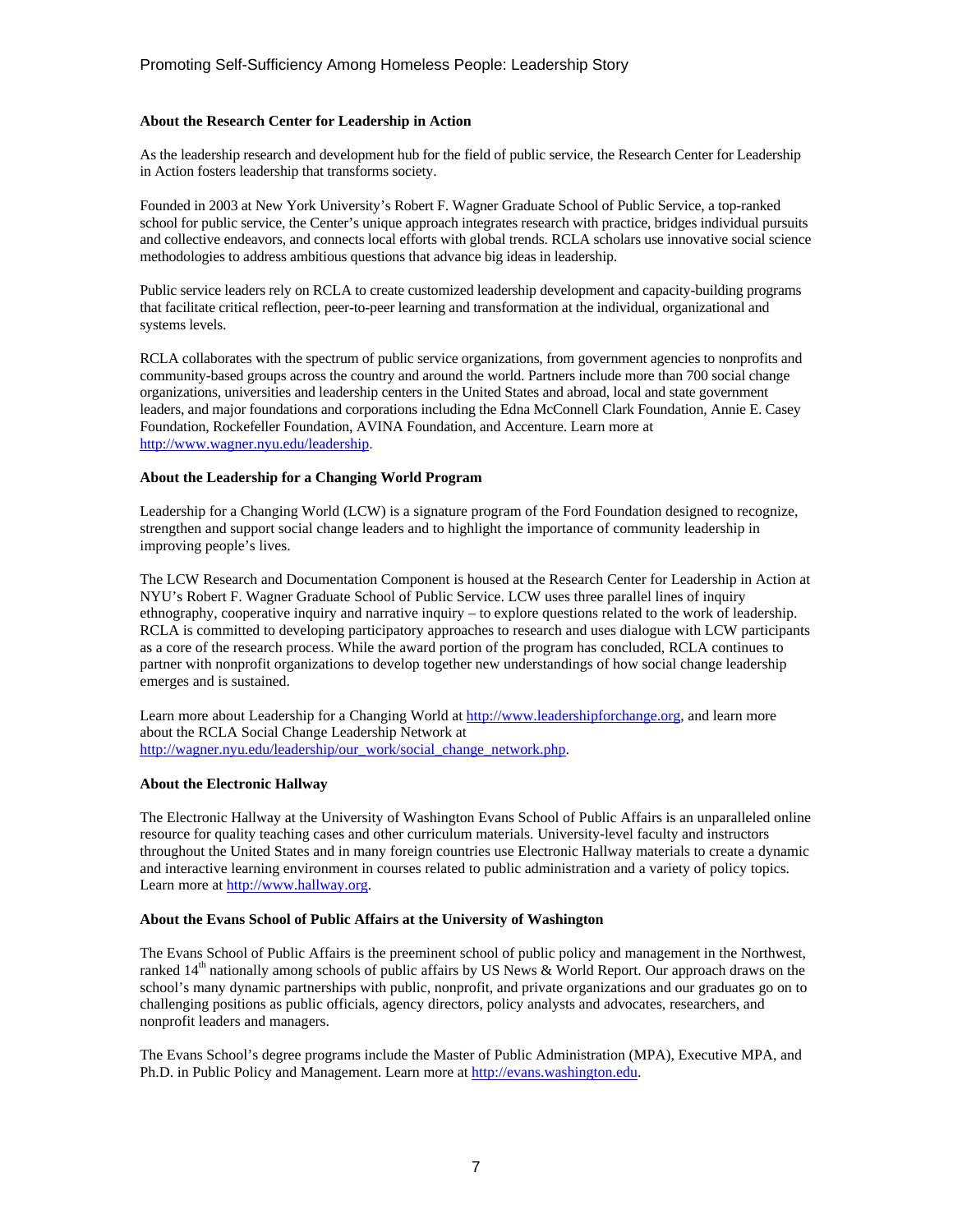### About the Research Center for Leadership in Action

As the leadership research and development hub for the field of public service, the Research Center for Leadership in Action fosters leadership that transforms society.

Founded in 2003 at New York University's Robert F. Wagner Graduate School of Public Service, a top-ranked school for public service, the Center's unique approach integrates research with practice, bridges individual pursuits and collective endeavors, and connects local efforts with global trends. RCLA scholars use innovative social science methodologies to address ambitious questions that advance big ideas in leadership.

Public service leaders rely on RCLA to create customized leadership development and capacity-building programs that facilitate critical reflection, peer-to-peer learning and transformation at the individual, organizational and systems levels.

RCLA collaborates with the spectrum of public service organizations, from government agencies to nonprofits and community-based groups across the country and around the world. Partners include more than 700 social change organizations, universities and leadership centers in the United States and abroad, local and state government leaders, and major foundations and corporations including the Edna McConnell Clark Foundation, Annie E. Casey Foundation, Rockefeller Foundation, AVINA Foundation, and Accenture. Learn more at http://www.wagner.nyu.edu/leadership.

### About the Leadership for a Changing World Program

Leadership for a Changing World (LCW) is a signature program of the Ford Foundation designed to recognize, strengthen and support social change leaders and to highlight the importance of community leadership in improving people's lives.

The LCW Research and Documentation Component is housed at the Research Center for Leadership in Action at NYU's Robert F. Wagner Graduate School of Public Service. LCW uses three parallel lines of inquiry ethnography, cooperative inquiry and narrative inquiry – to explore questions related to the work of leadership. RCLA is committed to developing participatory approaches to research and uses dialogue with LCW participants as a core of the research process. While the award portion of the program has concluded, RCLA continues to partner with nonprofit organizations to develop together new understandings of how social change leadership emerges and is sustained.

Learn more about Leadership for a Changing World at http://www.leadershipforchange.org, and learn more about the RCLA Social Change Leadership Network at http://wagner.nyu.edu/leadership/our_work/social_change_network.php.

### About the Electronic Hallway

The Electronic Hallway at the University of Washington Evans School of Public Affairs is an unparalleled online resource for quality teaching cases and other curriculum materials. University-level faculty and instructors throughout the United States and in many foreign countries use Electronic Hallway materials to create a dynamic and interactive learning environment in courses related to public administration and a variety of policy topics. Learn more at http://www.hallway.org.

### About the Evans School of Public Affairs at the University of Washington

The Evans School of Public Affairs is the preeminent school of public policy and management in the Northwest, ranked 14th nationally among schools of public affairs by US News & World Report. Our approach draws on the school's many dynamic partnerships with public, nonprofit, and private organizations and our graduates go on to challenging positions as public officials, agency directors, policy analysts and advocates, researchers, and nonprofit leaders and managers.

The Evans School's degree programs include the Master of Public Administration (MPA), Executive MPA, and Ph.D. in Public Policy and Management. Learn more at http://evans.washington.edu.